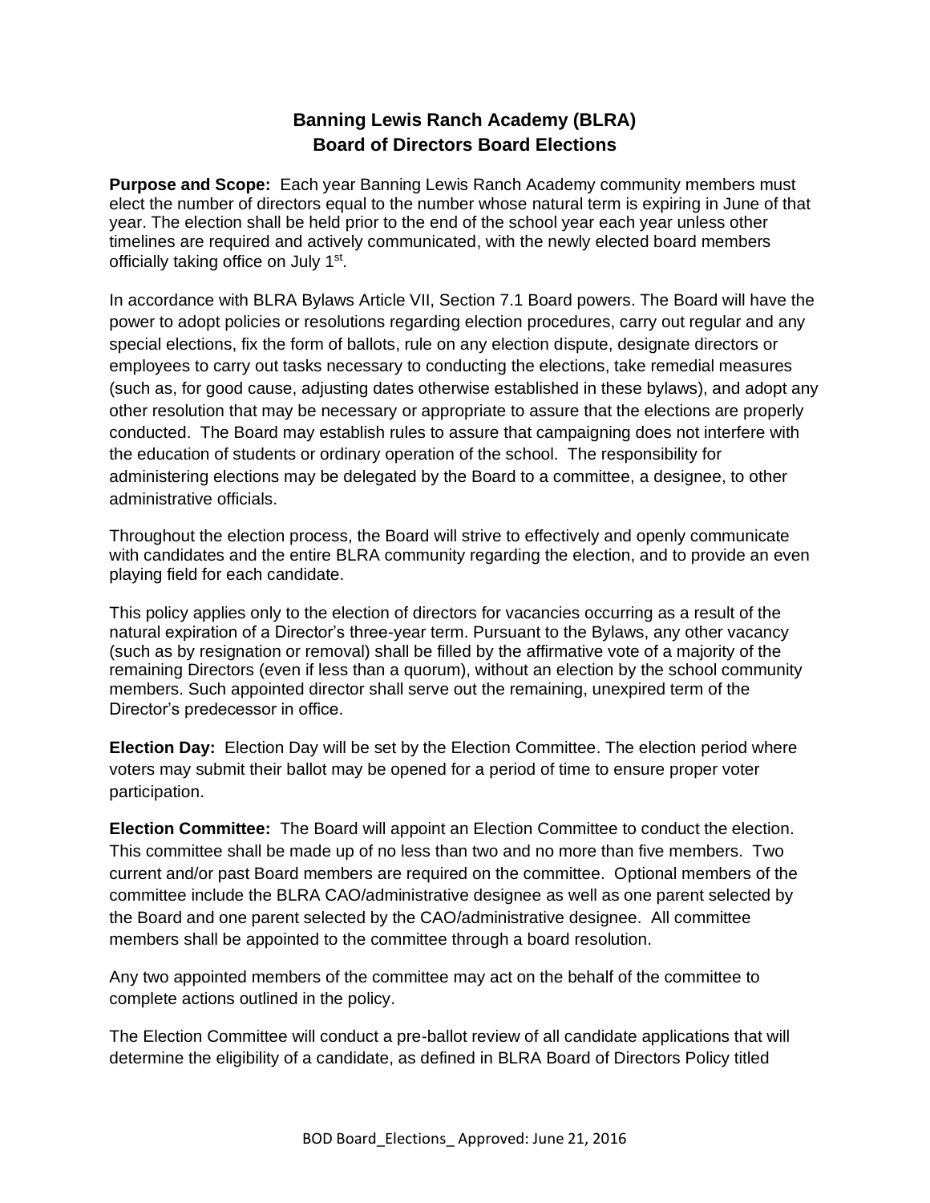# Banning Lewis Ranch Academy (BLRA)
## Board of Directors Board Elections

**Purpose and Scope:** Each year Banning Lewis Ranch Academy community members must elect the number of directors equal to the number whose natural term is expiring in June of that year. The election shall be held prior to the end of the school year each year unless other timelines are required and actively communicated, with the newly elected board members officially taking office on July 1st.

In accordance with BLRA Bylaws Article VII, Section 7.1 Board powers. The Board will have the power to adopt policies or resolutions regarding election procedures, carry out regular and any special elections, fix the form of ballots, rule on any election dispute, designate directors or employees to carry out tasks necessary to conducting the elections, take remedial measures (such as, for good cause, adjusting dates otherwise established in these bylaws), and adopt any other resolution that may be necessary or appropriate to assure that the elections are properly conducted. The Board may establish rules to assure that campaigning does not interfere with the education of students or ordinary operation of the school. The responsibility for administering elections may be delegated by the Board to a committee, a designee, to other administrative officials.

Throughout the election process, the Board will strive to effectively and openly communicate with candidates and the entire BLRA community regarding the election, and to provide an even playing field for each candidate.

This policy applies only to the election of directors for vacancies occurring as a result of the natural expiration of a Director's three-year term. Pursuant to the Bylaws, any other vacancy (such as by resignation or removal) shall be filled by the affirmative vote of a majority of the remaining Directors (even if less than a quorum), without an election by the school community members. Such appointed director shall serve out the remaining, unexpired term of the Director's predecessor in office.

**Election Day:** Election Day will be set by the Election Committee. The election period where voters may submit their ballot may be opened for a period of time to ensure proper voter participation.

**Election Committee:** The Board will appoint an Election Committee to conduct the election. This committee shall be made up of no less than two and no more than five members. Two current and/or past Board members are required on the committee. Optional members of the committee include the BLRA CAO/administrative designee as well as one parent selected by the Board and one parent selected by the CAO/administrative designee. All committee members shall be appointed to the committee through a board resolution.

Any two appointed members of the committee may act on the behalf of the committee to complete actions outlined in the policy.

The Election Committee will conduct a pre-ballot review of all candidate applications that will determine the eligibility of a candidate, as defined in BLRA Board of Directors Policy titled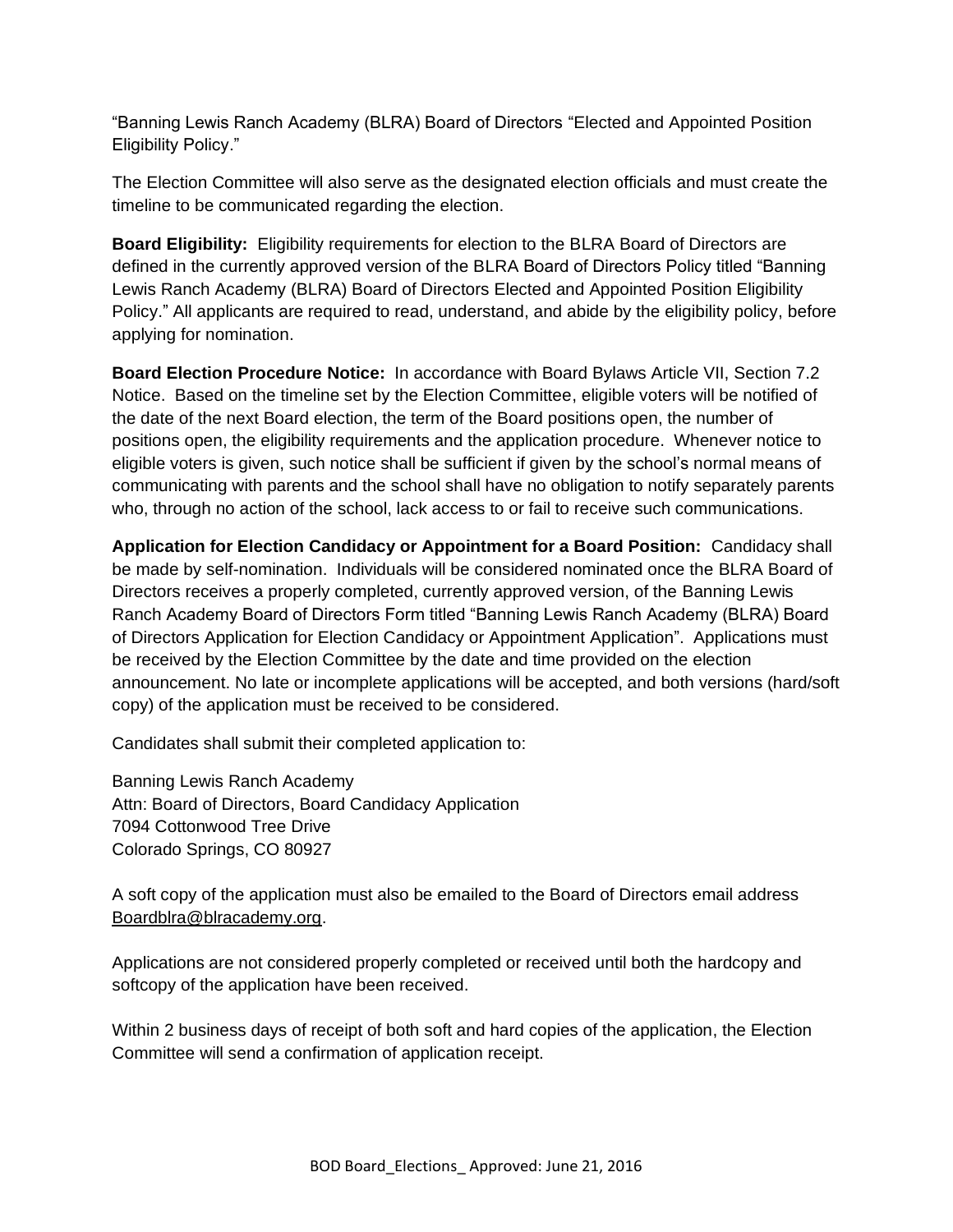"Banning Lewis Ranch Academy (BLRA) Board of Directors "Elected and Appointed Position Eligibility Policy."

The Election Committee will also serve as the designated election officials and must create the timeline to be communicated regarding the election.

**Board Eligibility:** Eligibility requirements for election to the BLRA Board of Directors are defined in the currently approved version of the BLRA Board of Directors Policy titled "Banning Lewis Ranch Academy (BLRA) Board of Directors Elected and Appointed Position Eligibility Policy." All applicants are required to read, understand, and abide by the eligibility policy, before applying for nomination.

**Board Election Procedure Notice:** In accordance with Board Bylaws Article VII, Section 7.2 Notice. Based on the timeline set by the Election Committee, eligible voters will be notified of the date of the next Board election, the term of the Board positions open, the number of positions open, the eligibility requirements and the application procedure. Whenever notice to eligible voters is given, such notice shall be sufficient if given by the school's normal means of communicating with parents and the school shall have no obligation to notify separately parents who, through no action of the school, lack access to or fail to receive such communications.

**Application for Election Candidacy or Appointment for a Board Position:** Candidacy shall be made by self-nomination. Individuals will be considered nominated once the BLRA Board of Directors receives a properly completed, currently approved version, of the Banning Lewis Ranch Academy Board of Directors Form titled "Banning Lewis Ranch Academy (BLRA) Board of Directors Application for Election Candidacy or Appointment Application". Applications must be received by the Election Committee by the date and time provided on the election announcement. No late or incomplete applications will be accepted, and both versions (hard/soft copy) of the application must be received to be considered.

Candidates shall submit their completed application to:

Banning Lewis Ranch Academy
Attn: Board of Directors, Board Candidacy Application
7094 Cottonwood Tree Drive
Colorado Springs, CO 80927

A soft copy of the application must also be emailed to the Board of Directors email address Boardblra@blracademy.org.

Applications are not considered properly completed or received until both the hardcopy and softcopy of the application have been received.

Within 2 business days of receipt of both soft and hard copies of the application, the Election Committee will send a confirmation of application receipt.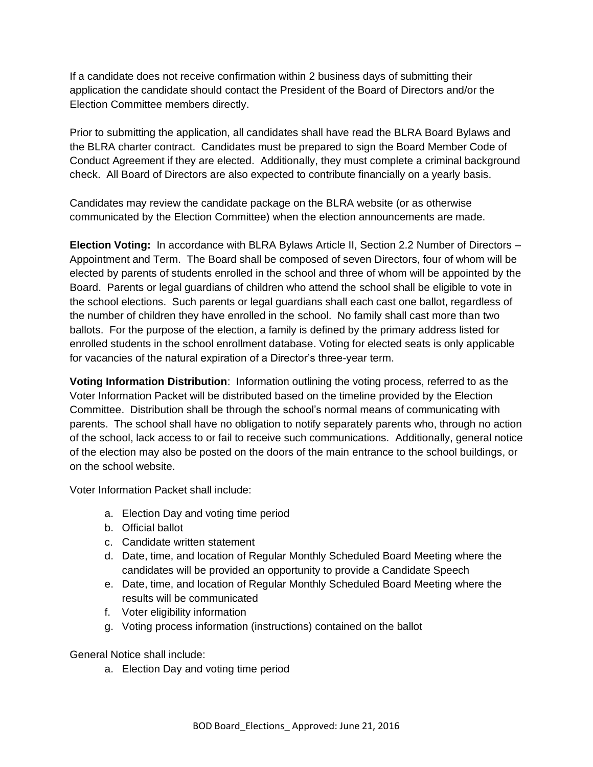If a candidate does not receive confirmation within 2 business days of submitting their application the candidate should contact the President of the Board of Directors and/or the Election Committee members directly.

Prior to submitting the application, all candidates shall have read the BLRA Board Bylaws and the BLRA charter contract. Candidates must be prepared to sign the Board Member Code of Conduct Agreement if they are elected. Additionally, they must complete a criminal background check. All Board of Directors are also expected to contribute financially on a yearly basis.

Candidates may review the candidate package on the BLRA website (or as otherwise communicated by the Election Committee) when the election announcements are made.

**Election Voting:** In accordance with BLRA Bylaws Article II, Section 2.2 Number of Directors – Appointment and Term. The Board shall be composed of seven Directors, four of whom will be elected by parents of students enrolled in the school and three of whom will be appointed by the Board. Parents or legal guardians of children who attend the school shall be eligible to vote in the school elections. Such parents or legal guardians shall each cast one ballot, regardless of the number of children they have enrolled in the school. No family shall cast more than two ballots. For the purpose of the election, a family is defined by the primary address listed for enrolled students in the school enrollment database. Voting for elected seats is only applicable for vacancies of the natural expiration of a Director's three-year term.

**Voting Information Distribution**: Information outlining the voting process, referred to as the Voter Information Packet will be distributed based on the timeline provided by the Election Committee. Distribution shall be through the school's normal means of communicating with parents. The school shall have no obligation to notify separately parents who, through no action of the school, lack access to or fail to receive such communications. Additionally, general notice of the election may also be posted on the doors of the main entrance to the school buildings, or on the school website.

Voter Information Packet shall include:

a. Election Day and voting time period
b. Official ballot
c. Candidate written statement
d. Date, time, and location of Regular Monthly Scheduled Board Meeting where the candidates will be provided an opportunity to provide a Candidate Speech
e. Date, time, and location of Regular Monthly Scheduled Board Meeting where the results will be communicated
f. Voter eligibility information
g. Voting process information (instructions) contained on the ballot

General Notice shall include:

a. Election Day and voting time period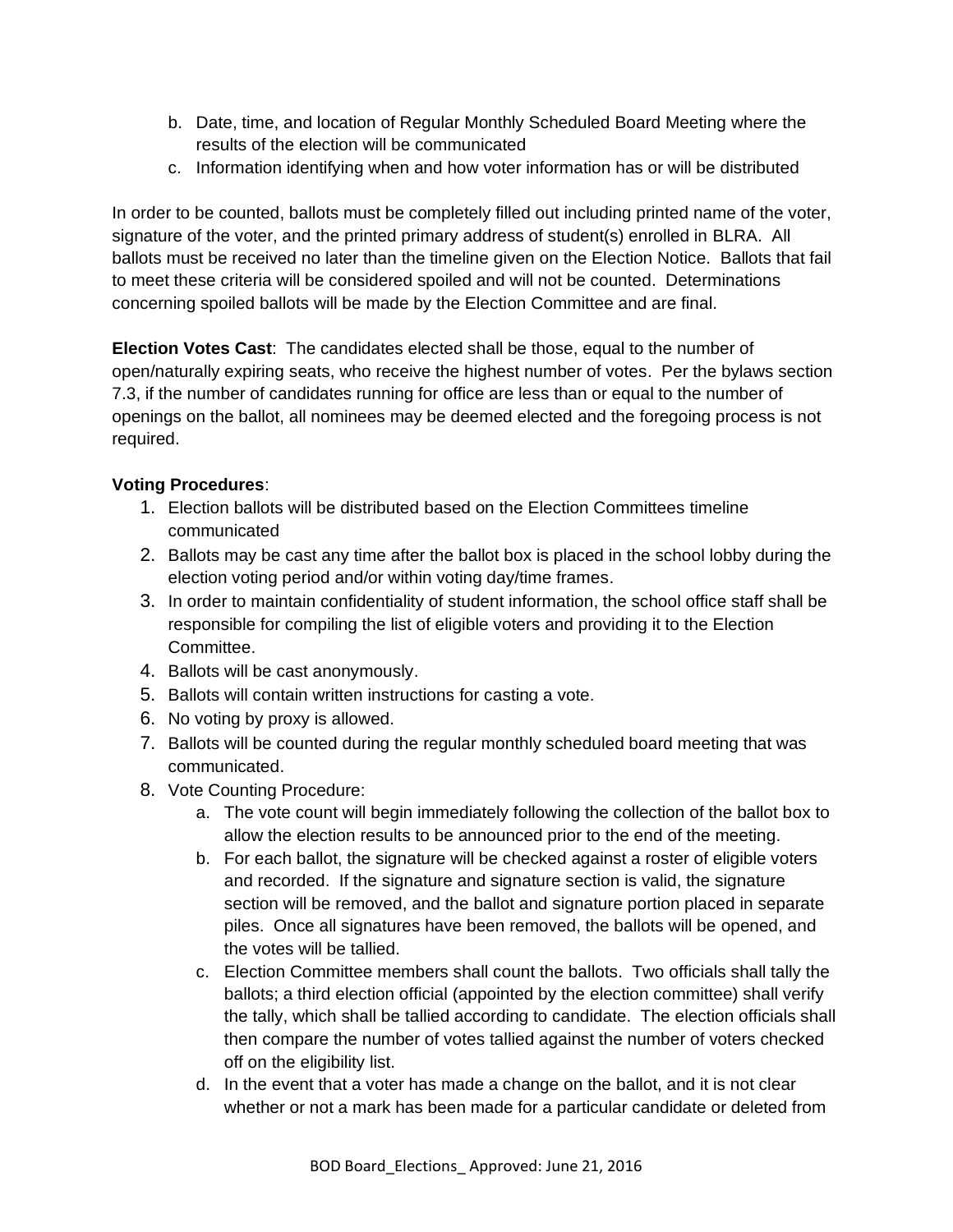b. Date, time, and location of Regular Monthly Scheduled Board Meeting where the results of the election will be communicated
c. Information identifying when and how voter information has or will be distributed

In order to be counted, ballots must be completely filled out including printed name of the voter, signature of the voter, and the printed primary address of student(s) enrolled in BLRA. All ballots must be received no later than the timeline given on the Election Notice. Ballots that fail to meet these criteria will be considered spoiled and will not be counted. Determinations concerning spoiled ballots will be made by the Election Committee and are final.

**Election Votes Cast**: The candidates elected shall be those, equal to the number of open/naturally expiring seats, who receive the highest number of votes. Per the bylaws section 7.3, if the number of candidates running for office are less than or equal to the number of openings on the ballot, all nominees may be deemed elected and the foregoing process is not required.

**Voting Procedures**:

1. Election ballots will be distributed based on the Election Committees timeline communicated
2. Ballots may be cast any time after the ballot box is placed in the school lobby during the election voting period and/or within voting day/time frames.
3. In order to maintain confidentiality of student information, the school office staff shall be responsible for compiling the list of eligible voters and providing it to the Election Committee.
4. Ballots will be cast anonymously.
5. Ballots will contain written instructions for casting a vote.
6. No voting by proxy is allowed.
7. Ballots will be counted during the regular monthly scheduled board meeting that was communicated.
8. Vote Counting Procedure:
   a. The vote count will begin immediately following the collection of the ballot box to allow the election results to be announced prior to the end of the meeting.
   b. For each ballot, the signature will be checked against a roster of eligible voters and recorded. If the signature and signature section is valid, the signature section will be removed, and the ballot and signature portion placed in separate piles. Once all signatures have been removed, the ballots will be opened, and the votes will be tallied.
   c. Election Committee members shall count the ballots. Two officials shall tally the ballots; a third election official (appointed by the election committee) shall verify the tally, which shall be tallied according to candidate. The election officials shall then compare the number of votes tallied against the number of voters checked off on the eligibility list.
   d. In the event that a voter has made a change on the ballot, and it is not clear whether or not a mark has been made for a particular candidate or deleted from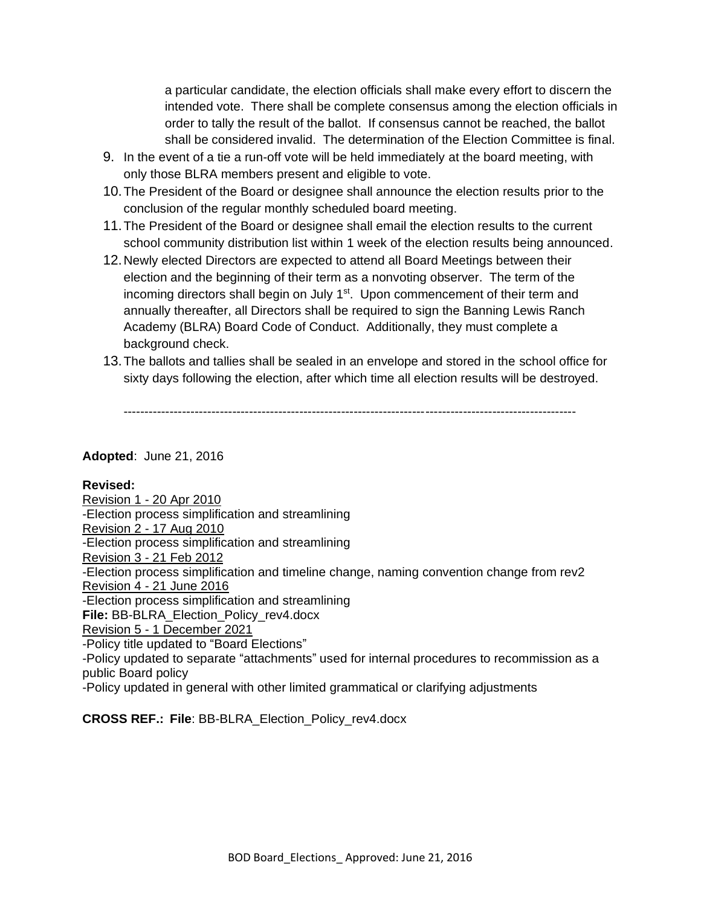a particular candidate, the election officials shall make every effort to discern the intended vote. There shall be complete consensus among the election officials in order to tally the result of the ballot. If consensus cannot be reached, the ballot shall be considered invalid. The determination of the Election Committee is final.

9. In the event of a tie a run-off vote will be held immediately at the board meeting, with only those BLRA members present and eligible to vote.
10. The President of the Board or designee shall announce the election results prior to the conclusion of the regular monthly scheduled board meeting.
11. The President of the Board or designee shall email the election results to the current school community distribution list within 1 week of the election results being announced.
12. Newly elected Directors are expected to attend all Board Meetings between their election and the beginning of their term as a nonvoting observer. The term of the incoming directors shall begin on July 1st. Upon commencement of their term and annually thereafter, all Directors shall be required to sign the Banning Lewis Ranch Academy (BLRA) Board Code of Conduct. Additionally, they must complete a background check.
13. The ballots and tallies shall be sealed in an envelope and stored in the school office for sixty days following the election, after which time all election results will be destroyed.

---

**Adopted**: June 21, 2016

**Revised:**

Revision 1 - 20 Apr 2010
-Election process simplification and streamlining
Revision 2 - 17 Aug 2010
-Election process simplification and streamlining
Revision 3 - 21 Feb 2012
-Election process simplification and timeline change, naming convention change from rev2
Revision 4 - 21 June 2016
-Election process simplification and streamlining
**File:** BB-BLRA_Election_Policy_rev4.docx
Revision 5 - 1 December 2021
-Policy title updated to "Board Elections"
-Policy updated to separate "attachments" used for internal procedures to recommission as a public Board policy
-Policy updated in general with other limited grammatical or clarifying adjustments

**CROSS REF.: File**: BB-BLRA_Election_Policy_rev4.docx